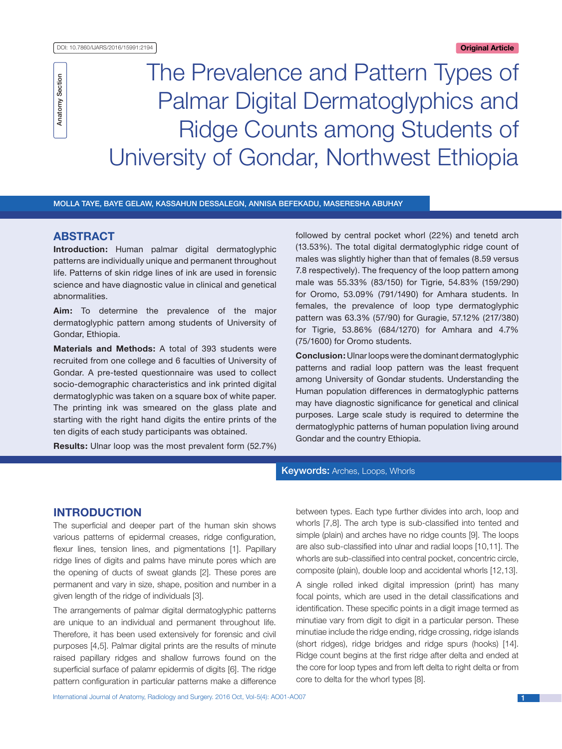DOI: 10.7860/IJARS/2016/15991:2194

Original Article

Anatomy Section

# The Prevalence and Pattern Types of Palmar Digital Dermatoglyphics and Ridge Counts among Students of University of Gondar, Northwest Ethiopia

MOLLA TAYE, BAYE GELAW, KASSAHUN DESSALEGN, ANNISA BEFEKADU, MASERESHA ABUHAY

## ABSTRACT

**Introduction:** Human palmar digital dermatoglyphic patterns are individually unique and permanent throughout life. Patterns of skin ridge lines of ink are used in forensic science and have diagnostic value in clinical and genetical abnormalities.

**Aim:** To determine the prevalence of the major dermatoglyphic pattern among students of University of Gondar, Ethiopia.

**Materials and Methods:** A total of 393 students were recruited from one college and 6 faculties of University of Gondar. A pre-tested questionnaire was used to collect socio-demographic characteristics and ink printed digital dermatoglyphic was taken on a square box of white paper. The printing ink was smeared on the glass plate and starting with the right hand digits the entire prints of the ten digits of each study participants was obtained.

**Results:** Ulnar loop was the most prevalent form (52.7%) followed by central pocket whorl (22%) and tenetd arch (13.53%). The total digital dermatoglyphic ridge count of males was slightly higher than that of females (8.59 versus 7.8 respectively). The frequency of the loop pattern among male was 55.33% (83/150) for Tigrie, 54.83% (159/290) for Oromo, 53.09% (791/1490) for Amhara students. In females, the prevalence of loop type dermatoglyphic pattern was 63.3% (57/90) for Guragie, 57.12% (217/380) for Tigrie, 53.86% (684/1270) for Amhara and 4.7% (75/1600) for Oromo students.

**Conclusion:** Ulnar loops were the dominant dermatoglyphic patterns and radial loop pattern was the least frequent among University of Gondar students. Understanding the Human population differences in dermatoglyphic patterns may have diagnostic significance for genetical and clinical purposes. Large scale study is required to determine the dermatoglyphic patterns of human population living around Gondar and the country Ethiopia.

**Keywords:** Arches, Loops, Whorls

## INTRODUCTION

The superficial and deeper part of the human skin shows various patterns of epidermal creases, ridge configuration, flexur lines, tension lines, and pigmentations [1]. Papillary ridge lines of digits and palms have minute pores which are the opening of ducts of sweat glands [2]. These pores are permanent and vary in size, shape, position and number in a given length of the ridge of individuals [3].

The arrangements of palmar digital dermatoglyphic patterns are unique to an individual and permanent throughout life. Therefore, it has been used extensively for forensic and civil purposes [4,5]. Palmar digital prints are the results of minute raised papillary ridges and shallow furrows found on the superficial surface of palamr epidermis of digits [6]. The ridge pattern configuration in particular patterns make a difference between types. Each type further divides into arch, loop and whorls [7,8]. The arch type is sub-classified into tented and simple (plain) and arches have no ridge counts [9]. The loops are also sub-classified into ulnar and radial loops [10,11]. The whorls are sub-classified into central pocket, concentric circle, composite (plain), double loop and accidental whorls [12,13].

A single rolled inked digital impression (print) has many focal points, which are used in the detail classifications and identification. These specific points in a digit image termed as minutiae vary from digit to digit in a particular person. These minutiae include the ridge ending, ridge crossing, ridge islands (short ridges), ridge bridges and ridge spurs (hooks) [14]. Ridge count begins at the first ridge after delta and ended at the core for loop types and from left delta to right delta or from core to delta for the whorl types [8].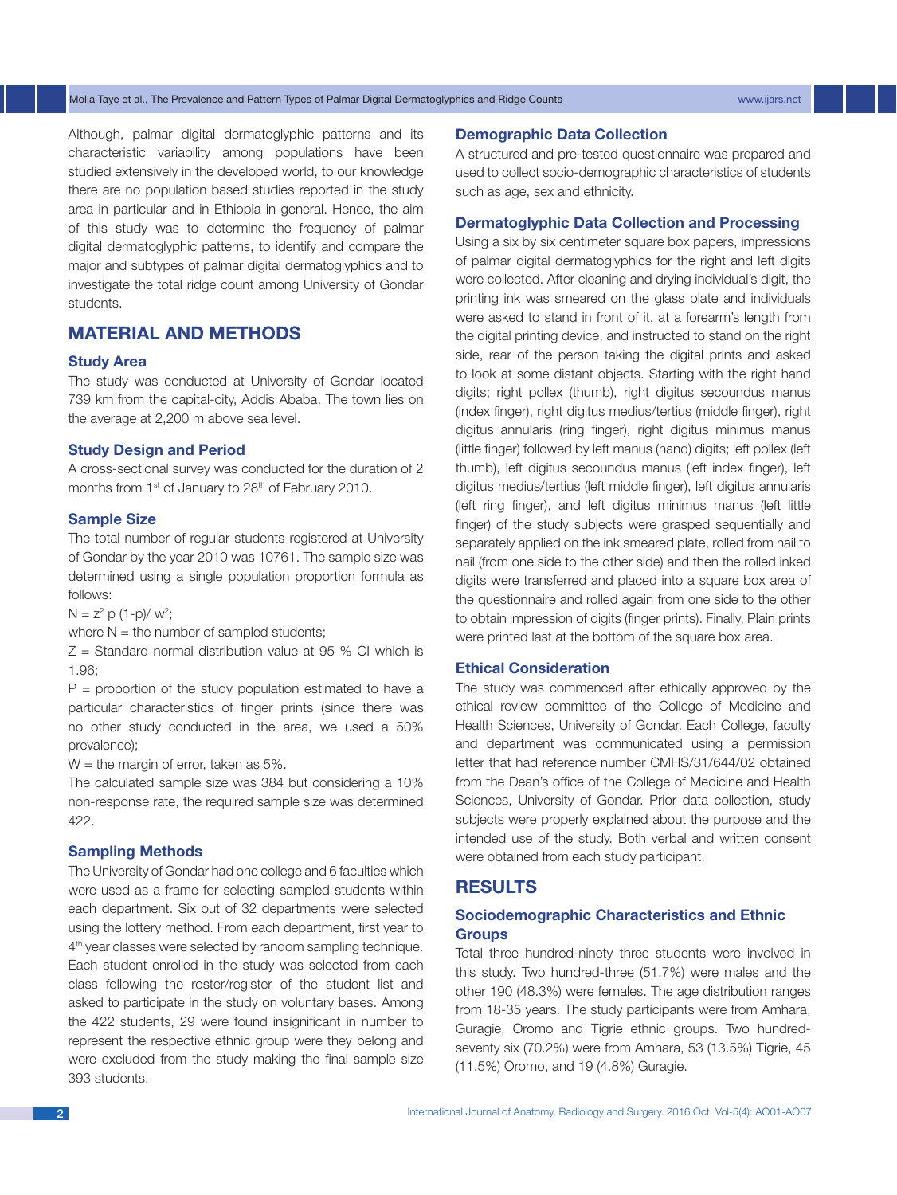Although, palmar digital dermatoglyphic patterns and its characteristic variability among populations have been studied extensively in the developed world, to our knowledge there are no population based studies reported in the study area in particular and in Ethiopia in general. Hence, the aim of this study was to determine the frequency of palmar digital dermatoglyphic patterns, to identify and compare the major and subtypes of palmar digital dermatoglyphics and to investigate the total ridge count among University of Gondar students.

## MATERIAL AND METHODS

### Study Area

The study was conducted at University of Gondar located 739 km from the capital-city, Addis Ababa. The town lies on the average at 2,200 m above sea level.

### Study Design and Period

A cross-sectional survey was conducted for the duration of 2 months from 1st of January to 28th of February 2010.

### Sample Size

The total number of regular students registered at University of Gondar by the year 2010 was 10761. The sample size was determined using a single population proportion formula as follows:

$N = z^2 \, p \, (1-p) / w^2$;

where N = the number of sampled students;

Z = Standard normal distribution value at 95 % CI which is 1.96;

P = proportion of the study population estimated to have a particular characteristics of finger prints (since there was no other study conducted in the area, we used a 50% prevalence);

W = the margin of error, taken as 5%.

The calculated sample size was 384 but considering a 10% non-response rate, the required sample size was determined 422.

### Sampling Methods

The University of Gondar had one college and 6 faculties which were used as a frame for selecting sampled students within each department. Six out of 32 departments were selected using the lottery method. From each department, first year to 4th year classes were selected by random sampling technique. Each student enrolled in the study was selected from each class following the roster/register of the student list and asked to participate in the study on voluntary bases. Among the 422 students, 29 were found insignificant in number to represent the respective ethnic group were they belong and were excluded from the study making the final sample size 393 students.

### Demographic Data Collection

A structured and pre-tested questionnaire was prepared and used to collect socio-demographic characteristics of students such as age, sex and ethnicity.

### Dermatoglyphic Data Collection and Processing

Using a six by six centimeter square box papers, impressions of palmar digital dermatoglyphics for the right and left digits were collected. After cleaning and drying individual's digit, the printing ink was smeared on the glass plate and individuals were asked to stand in front of it, at a forearm's length from the digital printing device, and instructed to stand on the right side, rear of the person taking the digital prints and asked to look at some distant objects. Starting with the right hand digits; right pollex (thumb), right digitus secoundus manus (index finger), right digitus medius/tertius (middle finger), right digitus annularis (ring finger), right digitus minimus manus (little finger) followed by left manus (hand) digits; left pollex (left thumb), left digitus secoundus manus (left index finger), left digitus medius/tertius (left middle finger), left digitus annularis (left ring finger), and left digitus minimus manus (left little finger) of the study subjects were grasped sequentially and separately applied on the ink smeared plate, rolled from nail to nail (from one side to the other side) and then the rolled inked digits were transferred and placed into a square box area of the questionnaire and rolled again from one side to the other to obtain impression of digits (finger prints). Finally, Plain prints were printed last at the bottom of the square box area.

### Ethical Consideration

The study was commenced after ethically approved by the ethical review committee of the College of Medicine and Health Sciences, University of Gondar. Each College, faculty and department was communicated using a permission letter that had reference number CMHS/31/644/02 obtained from the Dean's office of the College of Medicine and Health Sciences, University of Gondar. Prior data collection, study subjects were properly explained about the purpose and the intended use of the study. Both verbal and written consent were obtained from each study participant.

## RESULTS

### Sociodemographic Characteristics and Ethnic Groups

Total three hundred-ninety three students were involved in this study. Two hundred-three (51.7%) were males and the other 190 (48.3%) were females. The age distribution ranges from 18-35 years. The study participants were from Amhara, Guragie, Oromo and Tigrie ethnic groups. Two hundred-seventy six (70.2%) were from Amhara, 53 (13.5%) Tigrie, 45 (11.5%) Oromo, and 19 (4.8%) Guragie.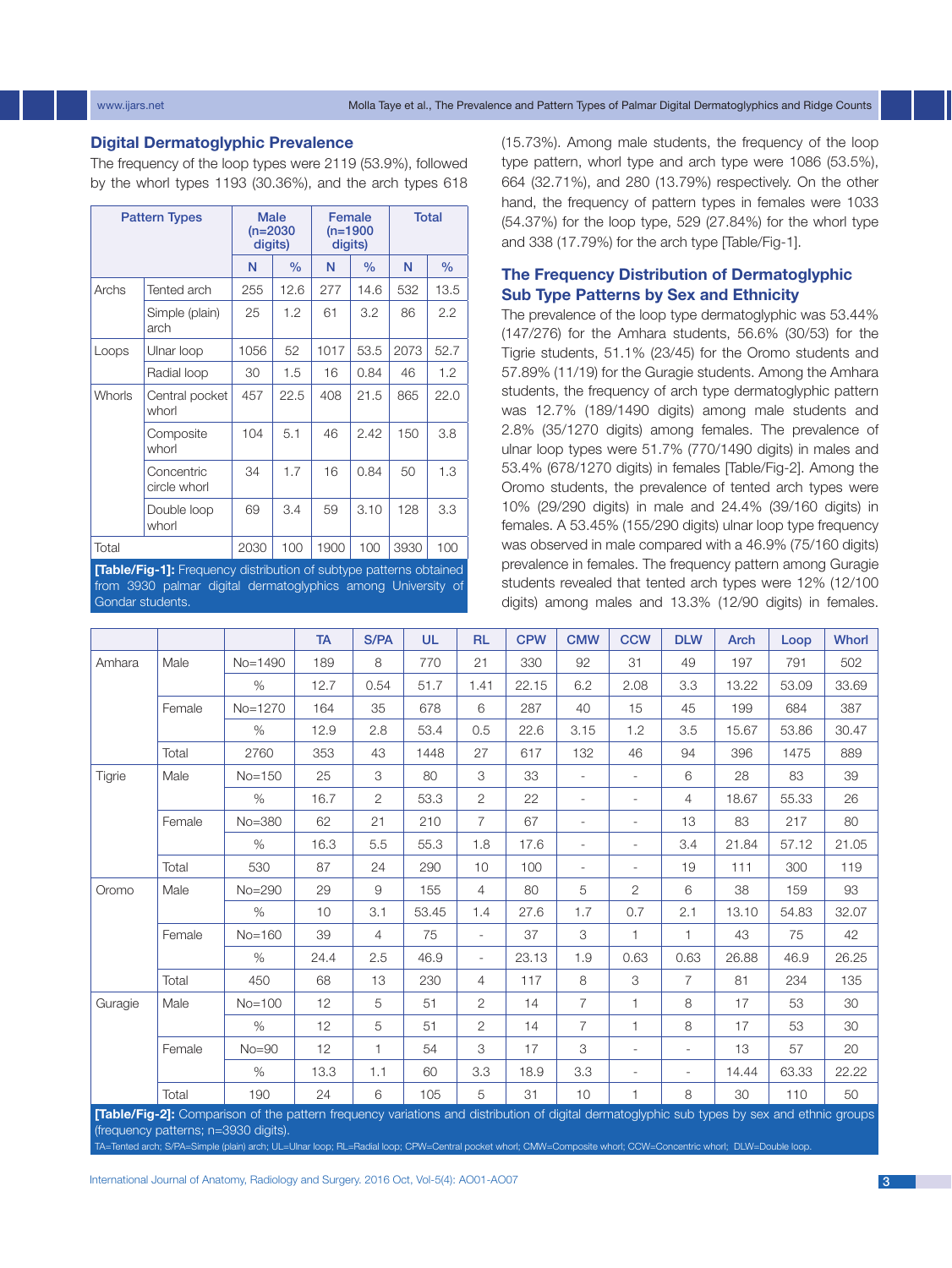## Digital Dermatoglyphic Prevalence

The frequency of the loop types were 2119 (53.9%), followed by the whorl types 1193 (30.36%), and the arch types 618 (15.73%). Among male students, the frequency of the loop type pattern, whorl type and arch type were 1086 (53.5%), 664 (32.71%), and 280 (13.79%) respectively. On the other hand, the frequency of pattern types in females were 1033 (54.37%) for the loop type, 529 (27.84%) for the whorl type and 338 (17.79%) for the arch type [Table/Fig-1].

| Pattern Types | | Male (n=2030 digits) | | Female (n=1900 digits) | | Total | |
|---|---|---|---|---|---|---|---|
| | | N | % | N | % | N | % |
| Archs | Tented arch | 255 | 12.6 | 277 | 14.6 | 532 | 13.5 |
| | Simple (plain) arch | 25 | 1.2 | 61 | 3.2 | 86 | 2.2 |
| Loops | Ulnar loop | 1056 | 52 | 1017 | 53.5 | 2073 | 52.7 |
| | Radial loop | 30 | 1.5 | 16 | 0.84 | 46 | 1.2 |
| Whorls | Central pocket whorl | 457 | 22.5 | 408 | 21.5 | 865 | 22.0 |
| | Composite whorl | 104 | 5.1 | 46 | 2.42 | 150 | 3.8 |
| | Concentric circle whorl | 34 | 1.7 | 16 | 0.84 | 50 | 1.3 |
| | Double loop whorl | 69 | 3.4 | 59 | 3.10 | 128 | 3.3 |
| Total | | 2030 | 100 | 1900 | 100 | 3930 | 100 |

**[Table/Fig-1]:** Frequency distribution of subtype patterns obtained from 3930 palmar digital dermatoglyphics among University of Gondar students.

## The Frequency Distribution of Dermatoglyphic Sub Type Patterns by Sex and Ethnicity

The prevalence of the loop type dermatoglyphic was 53.44% (147/276) for the Amhara students, 56.6% (30/53) for the Tigrie students, 51.1% (23/45) for the Oromo students and 57.89% (11/19) for the Guragie students. Among the Amhara students, the frequency of arch type dermatoglyphic pattern was 12.7% (189/1490 digits) among male students and 2.8% (35/1270 digits) among females. The prevalence of ulnar loop types were 51.7% (770/1490 digits) in males and 53.4% (678/1270 digits) in females [Table/Fig-2]. Among the Oromo students, the prevalence of tented arch types were 10% (29/290 digits) in male and 24.4% (39/160 digits) in females. A 53.45% (155/290 digits) ulnar loop type frequency was observed in male compared with a 46.9% (75/160 digits) prevalence in females. The frequency pattern among Guragie students revealed that tented arch types were 12% (12/100 digits) among males and 13.3% (12/90 digits) in females.

| | | | TA | S/PA | UL | RL | CPW | CMW | CCW | DLW | Arch | Loop | Whorl |
|---|---|---|---|---|---|---|---|---|---|---|---|---|---|
| Amhara | Male | No=1490 | 189 | 8 | 770 | 21 | 330 | 92 | 31 | 49 | 197 | 791 | 502 |
| | | % | 12.7 | 0.54 | 51.7 | 1.41 | 22.15 | 6.2 | 2.08 | 3.3 | 13.22 | 53.09 | 33.69 |
| | Female | No=1270 | 164 | 35 | 678 | 6 | 287 | 40 | 15 | 45 | 199 | 684 | 387 |
| | | % | 12.9 | 2.8 | 53.4 | 0.5 | 22.6 | 3.15 | 1.2 | 3.5 | 15.67 | 53.86 | 30.47 |
| | Total | 2760 | 353 | 43 | 1448 | 27 | 617 | 132 | 46 | 94 | 396 | 1475 | 889 |
| Tigrie | Male | No=150 | 25 | 3 | 80 | 3 | 33 | - | - | 6 | 28 | 83 | 39 |
| | | % | 16.7 | 2 | 53.3 | 2 | 22 | - | - | 4 | 18.67 | 55.33 | 26 |
| | Female | No=380 | 62 | 21 | 210 | 7 | 67 | - | - | 13 | 83 | 217 | 80 |
| | | % | 16.3 | 5.5 | 55.3 | 1.8 | 17.6 | - | - | 3.4 | 21.84 | 57.12 | 21.05 |
| | Total | 530 | 87 | 24 | 290 | 10 | 100 | - | - | 19 | 111 | 300 | 119 |
| Oromo | Male | No=290 | 29 | 9 | 155 | 4 | 80 | 5 | 2 | 6 | 38 | 159 | 93 |
| | | % | 10 | 3.1 | 53.45 | 1.4 | 27.6 | 1.7 | 0.7 | 2.1 | 13.10 | 54.83 | 32.07 |
| | Female | No=160 | 39 | 4 | 75 | - | 37 | 3 | 1 | 1 | 43 | 75 | 42 |
| | | % | 24.4 | 2.5 | 46.9 | - | 23.13 | 1.9 | 0.63 | 0.63 | 26.88 | 46.9 | 26.25 |
| | Total | 450 | 68 | 13 | 230 | 4 | 117 | 8 | 3 | 7 | 81 | 234 | 135 |
| Guragie | Male | No=100 | 12 | 5 | 51 | 2 | 14 | 7 | 1 | 8 | 17 | 53 | 30 |
| | | % | 12 | 5 | 51 | 2 | 14 | 7 | 1 | 8 | 17 | 53 | 30 |
| | Female | No=90 | 12 | 1 | 54 | 3 | 17 | 3 | - | - | 13 | 57 | 20 |
| | | % | 13.3 | 1.1 | 60 | 3.3 | 18.9 | 3.3 | - | - | 14.44 | 63.33 | 22.22 |
| | Total | 190 | 24 | 6 | 105 | 5 | 31 | 10 | 1 | 8 | 30 | 110 | 50 |

**[Table/Fig-2]:** Comparison of the pattern frequency variations and distribution of digital dermatoglyphic sub types by sex and ethnic groups (frequency patterns; n=3930 digits).

TA=Tented arch; S/PA=Simple (plain) arch; UL=Ulnar loop; RL=Radial loop; CPW=Central pocket whorl; CMW=Composite whorl; CCW=Concentric whorl; DLW=Double loop.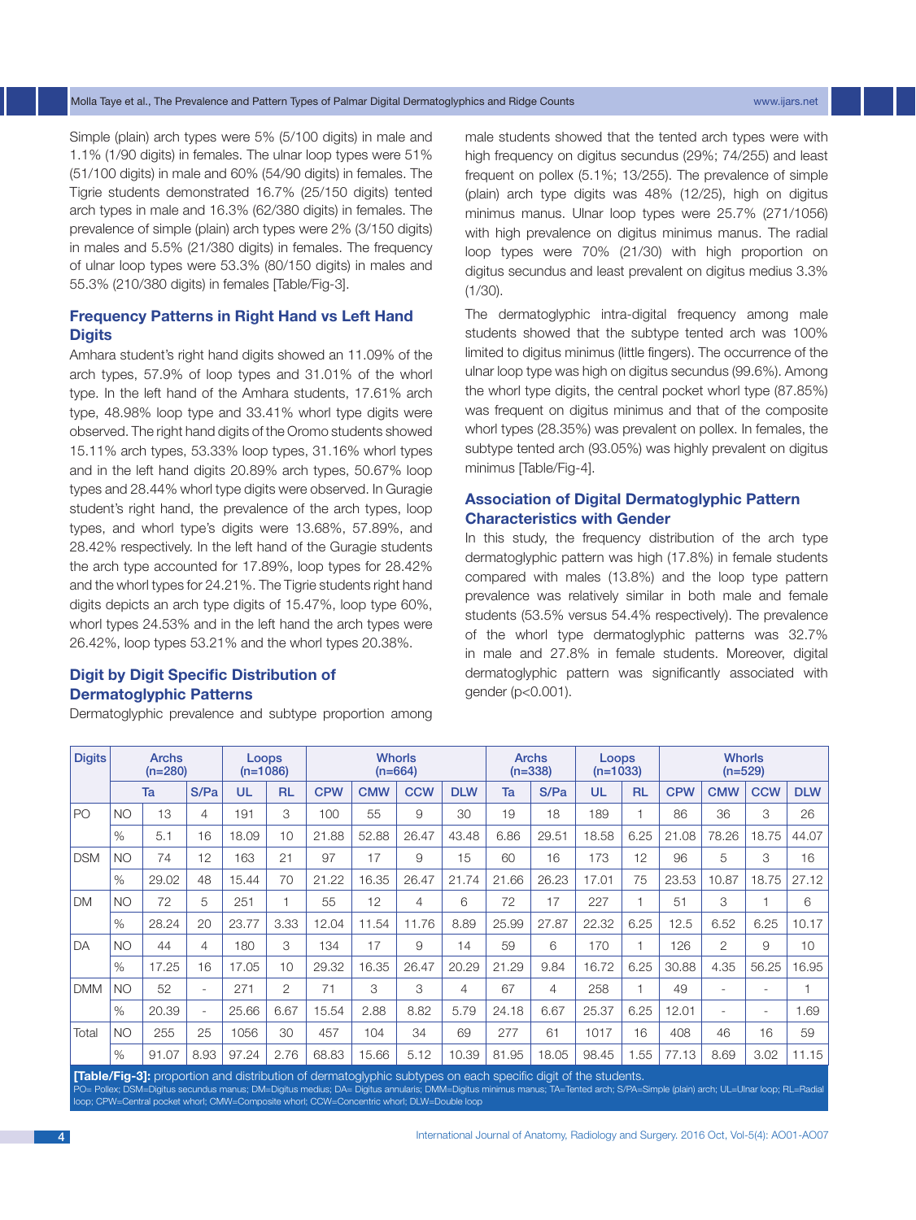Simple (plain) arch types were 5% (5/100 digits) in male and 1.1% (1/90 digits) in females. The ulnar loop types were 51% (51/100 digits) in male and 60% (54/90 digits) in females. The Tigrie students demonstrated 16.7% (25/150 digits) tented arch types in male and 16.3% (62/380 digits) in females. The prevalence of simple (plain) arch types were 2% (3/150 digits) in males and 5.5% (21/380 digits) in females. The frequency of ulnar loop types were 53.3% (80/150 digits) in males and 55.3% (210/380 digits) in females [Table/Fig-3].

## Frequency Patterns in Right Hand vs Left Hand Digits

Amhara student's right hand digits showed an 11.09% of the arch types, 57.9% of loop types and 31.01% of the whorl type. In the left hand of the Amhara students, 17.61% arch type, 48.98% loop type and 33.41% whorl type digits were observed. The right hand digits of the Oromo students showed 15.11% arch types, 53.33% loop types, 31.16% whorl types and in the left hand digits 20.89% arch types, 50.67% loop types and 28.44% whorl type digits were observed. In Guragie student's right hand, the prevalence of the arch types, loop types, and whorl type's digits were 13.68%, 57.89%, and 28.42% respectively. In the left hand of the Guragie students the arch type accounted for 17.89%, loop types for 28.42% and the whorl types for 24.21%. The Tigrie students right hand digits depicts an arch type digits of 15.47%, loop type 60%, whorl types 24.53% and in the left hand the arch types were 26.42%, loop types 53.21% and the whorl types 20.38%.

## Digit by Digit Specific Distribution of Dermatoglyphic Patterns

Dermatoglyphic prevalence and subtype proportion among male students showed that the tented arch types were with high frequency on digitus secundus (29%; 74/255) and least frequent on pollex (5.1%; 13/255). The prevalence of simple (plain) arch type digits was 48% (12/25), high on digitus minimus manus. Ulnar loop types were 25.7% (271/1056) with high prevalence on digitus minimus manus. The radial loop types were 70% (21/30) with high proportion on digitus secundus and least prevalent on digitus medius 3.3% (1/30).

The dermatoglyphic intra-digital frequency among male students showed that the subtype tented arch was 100% limited to digitus minimus (little fingers). The occurrence of the ulnar loop type was high on digitus secundus (99.6%). Among the whorl type digits, the central pocket whorl type (87.85%) was frequent on digitus minimus and that of the composite whorl types (28.35%) was prevalent on pollex. In females, the subtype tented arch (93.05%) was highly prevalent on digitus minimus [Table/Fig-4].

## Association of Digital Dermatoglyphic Pattern Characteristics with Gender

In this study, the frequency distribution of the arch type dermatoglyphic pattern was high (17.8%) in female students compared with males (13.8%) and the loop type pattern prevalence was relatively similar in both male and female students (53.5% versus 54.4% respectively). The prevalence of the whorl type dermatoglyphic patterns was 32.7% in male and 27.8% in female students. Moreover, digital dermatoglyphic pattern was significantly associated with gender ($p<0.001$).

| Digits | | Archs (n=280) | | Loops (n=1086) | | Whorls (n=664) | | | | Archs (n=338) | | Loops (n=1033) | | Whorls (n=529) | | | |
|---|---|---|---|---|---|---|---|---|---|---|---|---|---|---|---|---|---|
| | | Ta | S/Pa | UL | RL | CPW | CMW | CCW | DLW | Ta | S/Pa | UL | RL | CPW | CMW | CCW | DLW |
| PO | NO | 13 | 4 | 191 | 3 | 100 | 55 | 9 | 30 | 19 | 18 | 189 | 1 | 86 | 36 | 3 | 26 |
| | % | 5.1 | 16 | 18.09 | 10 | 21.88 | 52.88 | 26.47 | 43.48 | 6.86 | 29.51 | 18.58 | 6.25 | 21.08 | 78.26 | 18.75 | 44.07 |
| DSM | NO | 74 | 12 | 163 | 21 | 97 | 17 | 9 | 15 | 60 | 16 | 173 | 12 | 96 | 5 | 3 | 16 |
| | % | 29.02 | 48 | 15.44 | 70 | 21.22 | 16.35 | 26.47 | 21.74 | 21.66 | 26.23 | 17.01 | 75 | 23.53 | 10.87 | 18.75 | 27.12 |
| DM | NO | 72 | 5 | 251 | 1 | 55 | 12 | 4 | 6 | 72 | 17 | 227 | 1 | 51 | 3 | 1 | 6 |
| | % | 28.24 | 20 | 23.77 | 3.33 | 12.04 | 11.54 | 11.76 | 8.89 | 25.99 | 27.87 | 22.32 | 6.25 | 12.5 | 6.52 | 6.25 | 10.17 |
| DA | NO | 44 | 4 | 180 | 3 | 134 | 17 | 9 | 14 | 59 | 6 | 170 | 1 | 126 | 2 | 9 | 10 |
| | % | 17.25 | 16 | 17.05 | 10 | 29.32 | 16.35 | 26.47 | 20.29 | 21.29 | 9.84 | 16.72 | 6.25 | 30.88 | 4.35 | 56.25 | 16.95 |
| DMM | NO | 52 | - | 271 | 2 | 71 | 3 | 3 | 4 | 67 | 4 | 258 | 1 | 49 | - | - | 1 |
| | % | 20.39 | - | 25.66 | 6.67 | 15.54 | 2.88 | 8.82 | 5.79 | 24.18 | 6.67 | 25.37 | 6.25 | 12.01 | - | - | 1.69 |
| Total | NO | 255 | 25 | 1056 | 30 | 457 | 104 | 34 | 69 | 277 | 61 | 1017 | 16 | 408 | 46 | 16 | 59 |
| | % | 91.07 | 8.93 | 97.24 | 2.76 | 68.83 | 15.66 | 5.12 | 10.39 | 81.95 | 18.05 | 98.45 | 1.55 | 77.13 | 8.69 | 3.02 | 11.15 |

**[Table/Fig-3]:** proportion and distribution of dermatoglyphic subtypes on each specific digit of the students.
PO= Pollex; DSM=Digitus secundus manus; DM=Digitus medius; DA= Digitus annularis; DMM=Digitus minimus manus; TA=Tented arch; S/PA=Simple (plain) arch; UL=Ulnar loop; RL=Radial loop; CPW=Central pocket whorl; CMW=Composite whorl; CCW=Concentric whorl; DLW=Double loop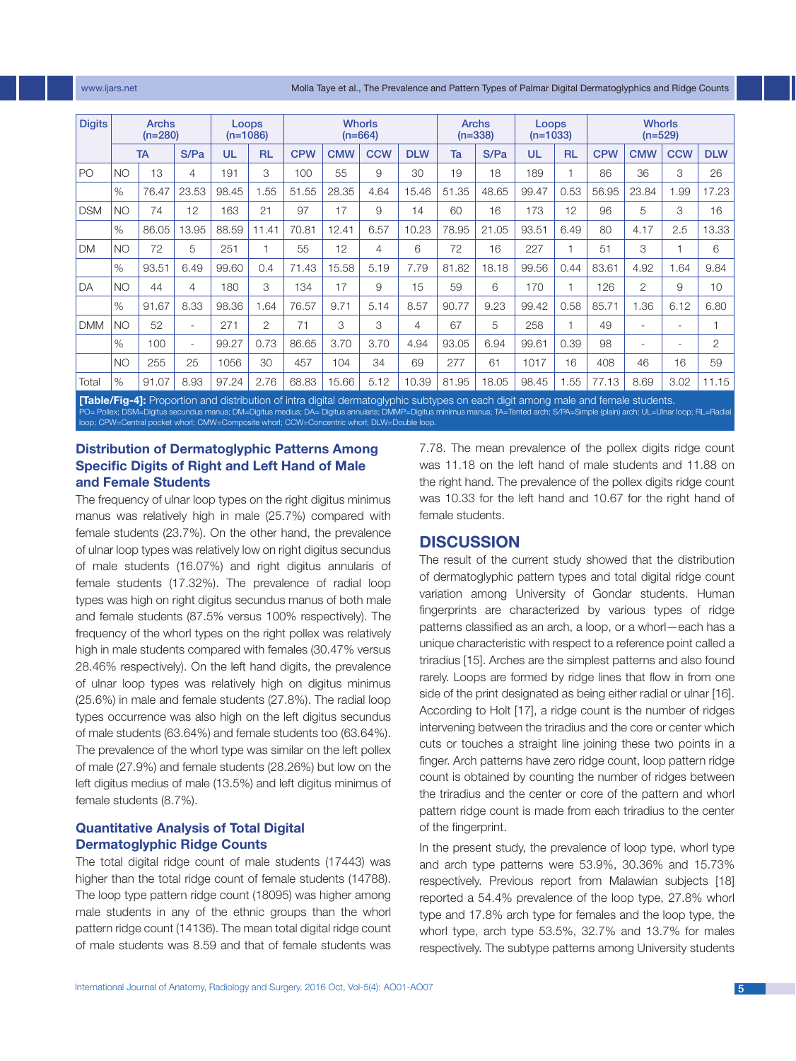| Digits | | Archs (n=280) | | Loops (n=1086) | | Whorls (n=664) | | | | Archs (n=338) | | Loops (n=1033) | | Whorls (n=529) | | | |
|---|---|---|---|---|---|---|---|---|---|---|---|---|---|---|---|---|---|
| | | TA | S/Pa | UL | RL | CPW | CMW | CCW | DLW | Ta | S/Pa | UL | RL | CPW | CMW | CCW | DLW |
| PO | NO | 13 | 4 | 191 | 3 | 100 | 55 | 9 | 30 | 19 | 18 | 189 | 1 | 86 | 36 | 3 | 26 |
| | % | 76.47 | 23.53 | 98.45 | 1.55 | 51.55 | 28.35 | 4.64 | 15.46 | 51.35 | 48.65 | 99.47 | 0.53 | 56.95 | 23.84 | 1.99 | 17.23 |
| DSM | NO | 74 | 12 | 163 | 21 | 97 | 17 | 9 | 14 | 60 | 16 | 173 | 12 | 96 | 5 | 3 | 16 |
| | % | 86.05 | 13.95 | 88.59 | 11.41 | 70.81 | 12.41 | 6.57 | 10.23 | 78.95 | 21.05 | 93.51 | 6.49 | 80 | 4.17 | 2.5 | 13.33 |
| DM | NO | 72 | 5 | 251 | 1 | 55 | 12 | 4 | 6 | 72 | 16 | 227 | 1 | 51 | 3 | 1 | 6 |
| | % | 93.51 | 6.49 | 99.60 | 0.4 | 71.43 | 15.58 | 5.19 | 7.79 | 81.82 | 18.18 | 99.56 | 0.44 | 83.61 | 4.92 | 1.64 | 9.84 |
| DA | NO | 44 | 4 | 180 | 3 | 134 | 17 | 9 | 15 | 59 | 6 | 170 | 1 | 126 | 2 | 9 | 10 |
| | % | 91.67 | 8.33 | 98.36 | 1.64 | 76.57 | 9.71 | 5.14 | 8.57 | 90.77 | 9.23 | 99.42 | 0.58 | 85.71 | 1.36 | 6.12 | 6.80 |
| DMM | NO | 52 | - | 271 | 2 | 71 | 3 | 3 | 4 | 67 | 5 | 258 | 1 | 49 | - | - | 1 |
| | % | 100 | - | 99.27 | 0.73 | 86.65 | 3.70 | 3.70 | 4.94 | 93.05 | 6.94 | 99.61 | 0.39 | 98 | - | - | 2 |
| | NO | 255 | 25 | 1056 | 30 | 457 | 104 | 34 | 69 | 277 | 61 | 1017 | 16 | 408 | 46 | 16 | 59 |
| Total | % | 91.07 | 8.93 | 97.24 | 2.76 | 68.83 | 15.66 | 5.12 | 10.39 | 81.95 | 18.05 | 98.45 | 1.55 | 77.13 | 8.69 | 3.02 | 11.15 |

**[Table/Fig-4]:** Proportion and distribution of intra digital dermatoglyphic subtypes on each digit among male and female students.
PO= Pollex; DSM=Digitus secundus manus; DM=Digitus medius; DA= Digitus annularis; DMMP=Digitus minimus manus; TA=Tented arch; S/PA=Simple (plain) arch; UL=Ulnar loop; RL=Radial loop; CPW=Central pocket whorl; CMW=Composite whorl; CCW=Concentric whorl; DLW=Double loop.

### Distribution of Dermatoglyphic Patterns Among Specific Digits of Right and Left Hand of Male and Female Students

The frequency of ulnar loop types on the right digitus minimus manus was relatively high in male (25.7%) compared with female students (23.7%). On the other hand, the prevalence of ulnar loop types was relatively low on right digitus secundus of male students (16.07%) and right digitus annularis of female students (17.32%). The prevalence of radial loop types was high on right digitus secundus manus of both male and female students (87.5% versus 100% respectively). The frequency of the whorl types on the right pollex was relatively high in male students compared with females (30.47% versus 28.46% respectively). On the left hand digits, the prevalence of ulnar loop types was relatively high on digitus minimus (25.6%) in male and female students (27.8%). The radial loop types occurrence was also high on the left digitus secundus of male students (63.64%) and female students too (63.64%). The prevalence of the whorl type was similar on the left pollex of male (27.9%) and female students (28.26%) but low on the left digitus medius of male (13.5%) and left digitus minimus of female students (8.7%).

### Quantitative Analysis of Total Digital Dermatoglyphic Ridge Counts

The total digital ridge count of male students (17443) was higher than the total ridge count of female students (14788). The loop type pattern ridge count (18095) was higher among male students in any of the ethnic groups than the whorl pattern ridge count (14136). The mean total digital ridge count of male students was 8.59 and that of female students was 7.78. The mean prevalence of the pollex digits ridge count was 11.18 on the left hand of male students and 11.88 on the right hand. The prevalence of the pollex digits ridge count was 10.33 for the left hand and 10.67 for the right hand of female students.

## DISCUSSION

The result of the current study showed that the distribution of dermatoglyphic pattern types and total digital ridge count variation among University of Gondar students. Human fingerprints are characterized by various types of ridge patterns classified as an arch, a loop, or a whorl—each has a unique characteristic with respect to a reference point called a triradius [15]. Arches are the simplest patterns and also found rarely. Loops are formed by ridge lines that flow in from one side of the print designated as being either radial or ulnar [16]. According to Holt [17], a ridge count is the number of ridges intervening between the triradius and the core or center which cuts or touches a straight line joining these two points in a finger. Arch patterns have zero ridge count, loop pattern ridge count is obtained by counting the number of ridges between the triradius and the center or core of the pattern and whorl pattern ridge count is made from each triradius to the center of the fingerprint.

In the present study, the prevalence of loop type, whorl type and arch type patterns were 53.9%, 30.36% and 15.73% respectively. Previous report from Malawian subjects [18] reported a 54.4% prevalence of the loop type, 27.8% whorl type and 17.8% arch type for females and the loop type, the whorl type, arch type 53.5%, 32.7% and 13.7% for males respectively. The subtype patterns among University students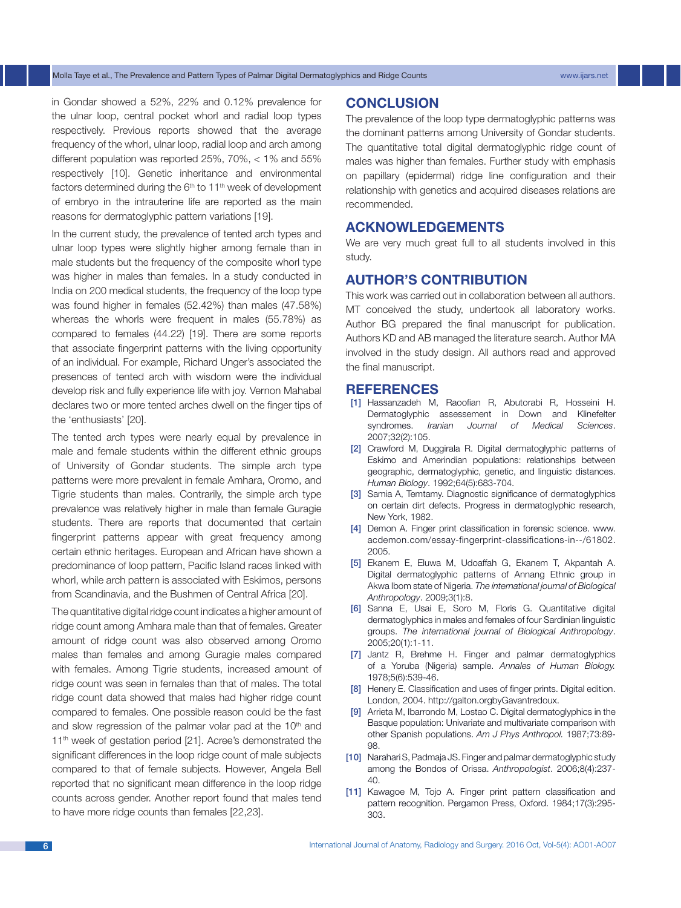in Gondar showed a 52%, 22% and 0.12% prevalence for the ulnar loop, central pocket whorl and radial loop types respectively. Previous reports showed that the average frequency of the whorl, ulnar loop, radial loop and arch among different population was reported 25%, 70%, < 1% and 55% respectively [10]. Genetic inheritance and environmental factors determined during the 6th to 11th week of development of embryo in the intrauterine life are reported as the main reasons for dermatoglyphic pattern variations [19].

In the current study, the prevalence of tented arch types and ulnar loop types were slightly higher among female than in male students but the frequency of the composite whorl type was higher in males than females. In a study conducted in India on 200 medical students, the frequency of the loop type was found higher in females (52.42%) than males (47.58%) whereas the whorls were frequent in males (55.78%) as compared to females (44.22) [19]. There are some reports that associate fingerprint patterns with the living opportunity of an individual. For example, Richard Unger's associated the presences of tented arch with wisdom were the individual develop risk and fully experience life with joy. Vernon Mahabal declares two or more tented arches dwell on the finger tips of the 'enthusiasts' [20].

The tented arch types were nearly equal by prevalence in male and female students within the different ethnic groups of University of Gondar students. The simple arch type patterns were more prevalent in female Amhara, Oromo, and Tigrie students than males. Contrarily, the simple arch type prevalence was relatively higher in male than female Guragie students. There are reports that documented that certain fingerprint patterns appear with great frequency among certain ethnic heritages. European and African have shown a predominance of loop pattern, Pacific Island races linked with whorl, while arch pattern is associated with Eskimos, persons from Scandinavia, and the Bushmen of Central Africa [20].

The quantitative digital ridge count indicates a higher amount of ridge count among Amhara male than that of females. Greater amount of ridge count was also observed among Oromo males than females and among Guragie males compared with females. Among Tigrie students, increased amount of ridge count was seen in females than that of males. The total ridge count data showed that males had higher ridge count compared to females. One possible reason could be the fast and slow regression of the palmar volar pad at the 10th and 11th week of gestation period [21]. Acree's demonstrated the significant differences in the loop ridge count of male subjects compared to that of female subjects. However, Angela Bell reported that no significant mean difference in the loop ridge counts across gender. Another report found that males tend to have more ridge counts than females [22,23].

## CONCLUSION

The prevalence of the loop type dermatoglyphic patterns was the dominant patterns among University of Gondar students. The quantitative total digital dermatoglyphic ridge count of males was higher than females. Further study with emphasis on papillary (epidermal) ridge line configuration and their relationship with genetics and acquired diseases relations are recommended.

## ACKNOWLEDGEMENTS

We are very much great full to all students involved in this study.

## AUTHOR'S CONTRIBUTION

This work was carried out in collaboration between all authors. MT conceived the study, undertook all laboratory works. Author BG prepared the final manuscript for publication. Authors KD and AB managed the literature search. Author MA involved in the study design. All authors read and approved the final manuscript.

## REFERENCES

[1] Hassanzadeh M, Raoofian R, Abutorabi R, Hosseini H. Dermatoglyphic assessement in Down and Klinefelter syndromes. *Iranian Journal of Medical Sciences*. 2007;32(2):105.

[2] Crawford M, Duggirala R. Digital dermatoglyphic patterns of Eskimo and Amerindian populations: relationships between geographic, dermatoglyphic, genetic, and linguistic distances. *Human Biology*. 1992;64(5):683-704.

[3] Samia A, Temtamy. Diagnostic significance of dermatoglyphics on certain dirt defects. Progress in dermatoglyphic research, New York, 1982.

[4] Demon A. Finger print classification in forensic science. www.acdemon.com/essay-fingerprint-classifications-in--/61802. 2005.

[5] Ekanem E, Eluwa M, Udoaffah G, Ekanem T, Akpantah A. Digital dermatoglyphic patterns of Annang Ethnic group in Akwa Ibom state of Nigeria. *The international journal of Biological Anthropology*. 2009;3(1):8.

[6] Sanna E, Usai E, Soro M, Floris G. Quantitative digital dermatoglyphics in males and females of four Sardinian linguistic groups. *The international journal of Biological Anthropology*. 2005;20(1):1-11.

[7] Jantz R, Brehme H. Finger and palmar dermatoglyphics of a Yoruba (Nigeria) sample. *Annales of Human Biology.* 1978;5(6):539-46.

[8] Henery E. Classification and uses of finger prints. Digital edition. London, 2004. http://galton.orgbyGavantredoux.

[9] Arrieta M, Ibarrondo M, Lostao C. Digital dermatoglyphics in the Basque population: Univariate and multivariate comparison with other Spanish populations. *Am J Phys Anthropol.* 1987;73:89-98.

[10] Narahari S, Padmaja JS. Finger and palmar dermatoglyphic study among the Bondos of Orissa. *Anthropologist*. 2006;8(4):237-40.

[11] Kawagoe M, Tojo A. Finger print pattern classification and pattern recognition. Pergamon Press, Oxford. 1984;17(3):295-303.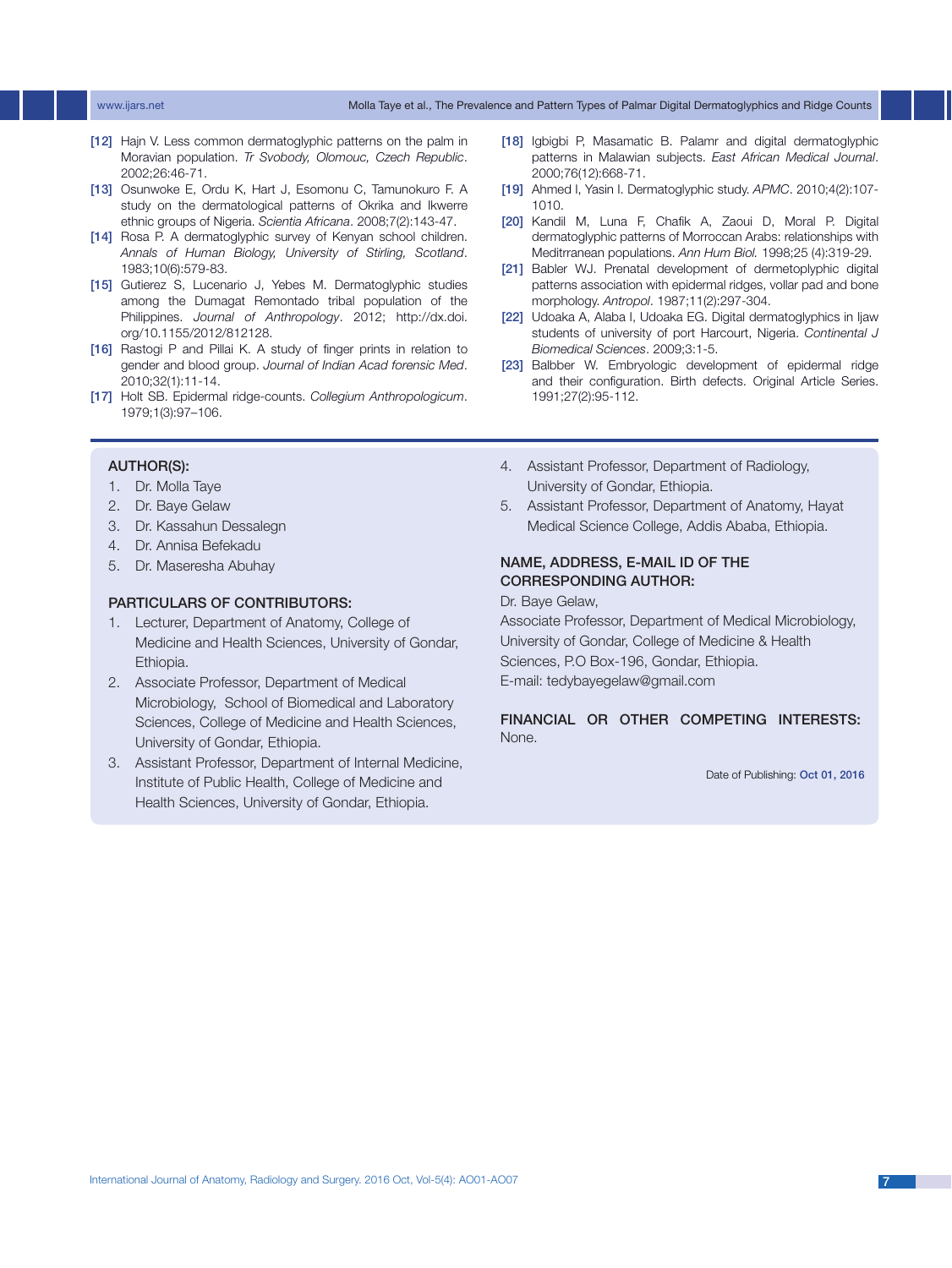[12] Hajn V. Less common dermatoglyphic patterns on the palm in Moravian population. *Tr Svobody, Olomouc, Czech Republic*. 2002;26:46-71.

[13] Osunwoke E, Ordu K, Hart J, Esomonu C, Tamunokuro F. A study on the dermatological patterns of Okrika and Ikwerre ethnic groups of Nigeria. *Scientia Africana*. 2008;7(2):143-47.

[14] Rosa P. A dermatoglyphic survey of Kenyan school children. *Annals of Human Biology, University of Stirling, Scotland*. 1983;10(6):579-83.

[15] Gutierez S, Lucenario J, Yebes M. Dermatoglyphic studies among the Dumagat Remontado tribal population of the Philippines. *Journal of Anthropology*. 2012; http://dx.doi.org/10.1155/2012/812128.

[16] Rastogi P and Pillai K. A study of finger prints in relation to gender and blood group. *Journal of Indian Acad forensic Med*. 2010;32(1):11-14.

[17] Holt SB. Epidermal ridge-counts. *Collegium Anthropologicum*. 1979;1(3):97–106.

[18] Igbigbi P, Masamatic B. Palamr and digital dermatoglyphic patterns in Malawian subjects. *East African Medical Journal*. 2000;76(12):668-71.

[19] Ahmed I, Yasin I. Dermatoglyphic study. *APMC*. 2010;4(2):107-1010.

[20] Kandil M, Luna F, Chafik A, Zaoui D, Moral P. Digital dermatoglyphic patterns of Morroccan Arabs: relationships with Meditrranean populations. *Ann Hum Biol.* 1998;25 (4):319-29.

[21] Babler WJ. Prenatal development of dermetoplyphic digital patterns association with epidermal ridges, vollar pad and bone morphology. *Antropol*. 1987;11(2):297-304.

[22] Udoaka A, Alaba I, Udoaka EG. Digital dermatoglyphics in Ijaw students of university of port Harcourt, Nigeria. *Continental J Biomedical Sciences*. 2009;3:1-5.

[23] Balbber W. Embryologic development of epidermal ridge and their configuration. Birth defects. Original Article Series. 1991;27(2):95-112.

**AUTHOR(S):**

1. Dr. Molla Taye
2. Dr. Baye Gelaw
3. Dr. Kassahun Dessalegn
4. Dr. Annisa Befekadu
5. Dr. Maseresha Abuhay

**PARTICULARS OF CONTRIBUTORS:**

1. Lecturer, Department of Anatomy, College of Medicine and Health Sciences, University of Gondar, Ethiopia.
2. Associate Professor, Department of Medical Microbiology, School of Biomedical and Laboratory Sciences, College of Medicine and Health Sciences, University of Gondar, Ethiopia.
3. Assistant Professor, Department of Internal Medicine, Institute of Public Health, College of Medicine and Health Sciences, University of Gondar, Ethiopia.
4. Assistant Professor, Department of Radiology, University of Gondar, Ethiopia.
5. Assistant Professor, Department of Anatomy, Hayat Medical Science College, Addis Ababa, Ethiopia.

**NAME, ADDRESS, E-MAIL ID OF THE CORRESPONDING AUTHOR:**

Dr. Baye Gelaw,
Associate Professor, Department of Medical Microbiology, University of Gondar, College of Medicine & Health Sciences, P.O Box-196, Gondar, Ethiopia.
E-mail: tedybayegelaw@gmail.com

**FINANCIAL OR OTHER COMPETING INTERESTS:** None.

Date of Publishing: Oct 01, 2016